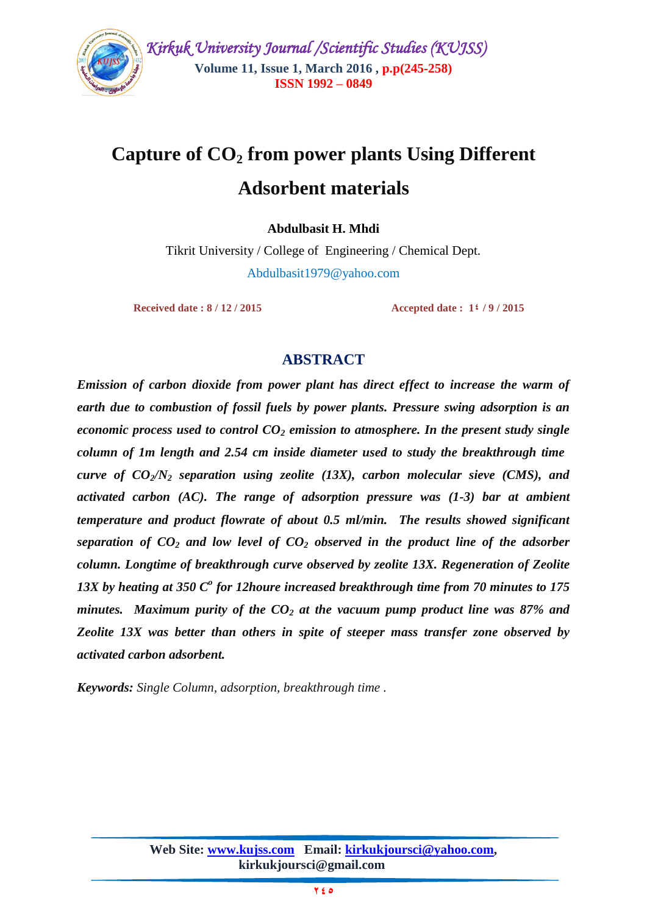# Capture of $CO_2$ from power plants Using Different Adsorbent materials

**Abdulbasit H. Mhdi**

Tikrit University / College of Engineering / Chemical Dept.

Abdulbasit1979@yahoo.com

**Received date : 8 / 12 / 2015** **Accepted date : 1٤ / 9 / 2015**

## ABSTRACT

***Emission of carbon dioxide from power plant has direct effect to increase the warm of earth due to combustion of fossil fuels by power plants. Pressure swing adsorption is an economic process used to control $CO_2$ emission to atmosphere. In the present study single column of 1m length and 2.54 cm inside diameter used to study the breakthrough time curve of $CO_2/N_2$ separation using zeolite (13X), carbon molecular sieve (CMS), and activated carbon (AC). The range of adsorption pressure was (1-3) bar at ambient temperature and product flowrate of about 0.5 ml/min. The results showed significant separation of $CO_2$ and low level of $CO_2$ observed in the product line of the adsorber column. Longtime of breakthrough curve observed by zeolite 13X. Regeneration of Zeolite 13X by heating at 350 $C^o$ for 12houre increased breakthrough time from 70 minutes to 175 minutes. Maximum purity of the $CO_2$ at the vacuum pump product line was 87% and Zeolite 13X was better than others in spite of steeper mass transfer zone observed by activated carbon adsorbent.***

***Keywords:*** *Single Column, adsorption, breakthrough time .*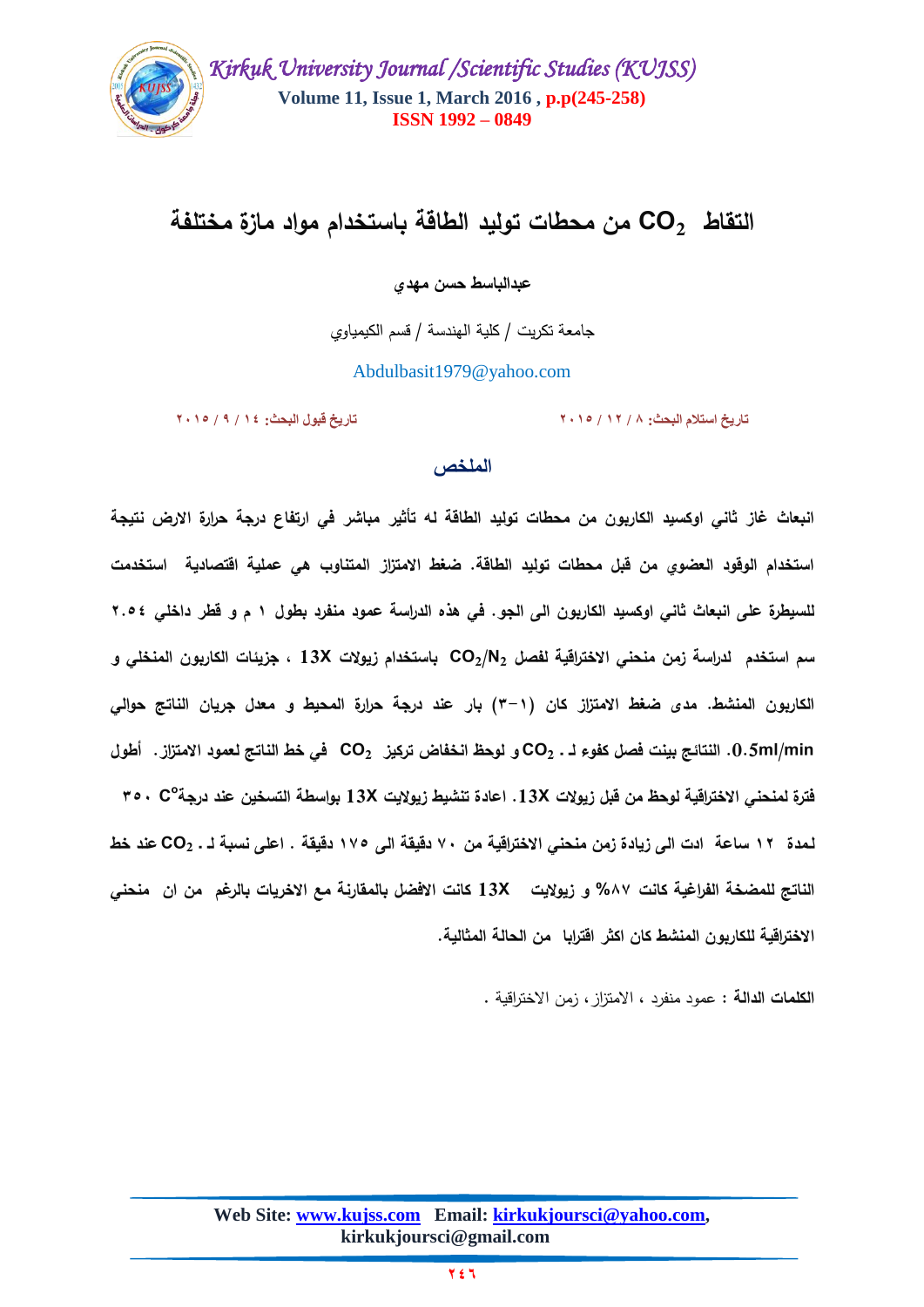# التقاط $CO_2$ من محطات توليد الطاقة باستخدام مواد مازة مختلفة

**عبدالباسط حسن مهدي**

جامعة تكريت / كلية الهندسة / قسم الكيمياوي

Abdulbasit1979@yahoo.com

تاريخ استلام البحث: ٨ / ١٢ / ٢٠١٥ &nbsp;&nbsp;&nbsp;&nbsp;&nbsp;&nbsp; تاريخ قبول البحث: ١٤ / ٩ / ٢٠١٥

## الملخص

**انبعاث غاز ثاني اوكسيد الكاربون من محطات توليد الطاقة له تأثير مباشر في ارتفاع درجة حرارة الارض نتيجة استخدام الوقود العضوي من قبل محطات توليد الطاقة. ضغط الامتزاز المتناوب هي عملية اقتصادية استخدمت للسيطرة على انبعاث ثاني اوكسيد الكاربون الى الجو. في هذه الدراسة عمود منفرد بطول ١ م و قطر داخلي ٢.٥٤ سم استخدم لدراسة زمن منحني الاختراقية لفصل $CO_2/N_2$ باستخدام زيولات 13X ، جزيئات الكاربون المنخلي و الكاربون المنشط. مدى ضغط الامتزاز كان (١-٣) بار عند درجة حرارة المحيط و معدل جريان الناتج حوالي 0.5ml/min. النتائج بينت فصل كفوء لـ $CO_2$ و لوحظ انخفاض تركيز $CO_2$ في خط الناتج لعمود الامتزاز. أطول فترة لمنحني الاختراقية لوحظ من قبل زيولات 13X. اعادة تنشيط زيولايت 13X بواسطة التسخين عند درجة $350\ C^o$ لمدة ١٢ ساعة ادت الى زيادة زمن منحني الاختراقية من ٧٠ دقيقة الى ١٧٥ دقيقة . اعلى نسبة لـ $CO_2$ عند خط الناتج للمضخة الفراغية كانت ٨٧% و زيولايت 13X كانت الافضل بالمقارنة مع الاخريات بالرغم من ان منحني الاختراقية للكاربون المنشط كان اكثر اقترابا من الحالة المثالية.**

**الكلمات الدالة :** عمود منفرد ، الامتزاز ، زمن الاختراقية .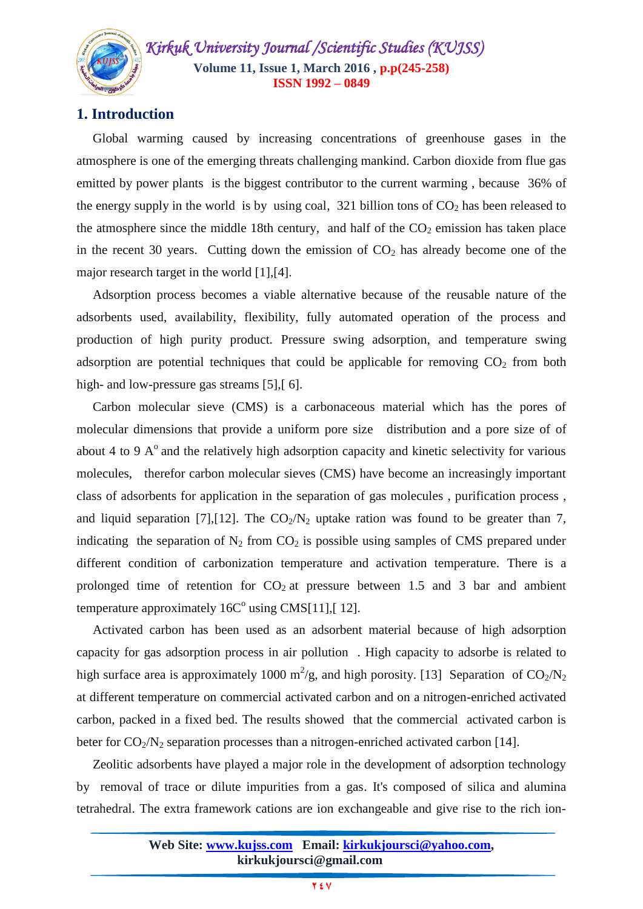## 1. Introduction

Global warming caused by increasing concentrations of greenhouse gases in the atmosphere is one of the emerging threats challenging mankind. Carbon dioxide from flue gas emitted by power plants is the biggest contributor to the current warming , because 36% of the energy supply in the world is by using coal, 321 billion tons of $CO_2$ has been released to the atmosphere since the middle 18th century, and half of the $CO_2$ emission has taken place in the recent 30 years. Cutting down the emission of $CO_2$ has already become one of the major research target in the world [1],[4].

Adsorption process becomes a viable alternative because of the reusable nature of the adsorbents used, availability, flexibility, fully automated operation of the process and production of high purity product. Pressure swing adsorption, and temperature swing adsorption are potential techniques that could be applicable for removing $CO_2$ from both high- and low-pressure gas streams [5],[ 6].

Carbon molecular sieve (CMS) is a carbonaceous material which has the pores of molecular dimensions that provide a uniform pore size distribution and a pore size of of about 4 to 9 A$^o$ and the relatively high adsorption capacity and kinetic selectivity for various molecules, therefor carbon molecular sieves (CMS) have become an increasingly important class of adsorbents for application in the separation of gas molecules , purification process , and liquid separation [7],[12]. The $CO_2/N_2$ uptake ration was found to be greater than 7, indicating the separation of $N_2$ from $CO_2$ is possible using samples of CMS prepared under different condition of carbonization temperature and activation temperature. There is a prolonged time of retention for $CO_2$ at pressure between 1.5 and 3 bar and ambient temperature approximately 16C$^o$ using CMS[11],[ 12].

Activated carbon has been used as an adsorbent material because of high adsorption capacity for gas adsorption process in air pollution . High capacity to adsorbe is related to high surface area is approximately 1000 $m^2/g$, and high porosity. [13] Separation of $CO_2/N_2$ at different temperature on commercial activated carbon and on a nitrogen-enriched activated carbon, packed in a fixed bed. The results showed that the commercial activated carbon is beter for $CO_2/N_2$ separation processes than a nitrogen-enriched activated carbon [14].

Zeolitic adsorbents have played a major role in the development of adsorption technology by removal of trace or dilute impurities from a gas. It's composed of silica and alumina tetrahedral. The extra framework cations are ion exchangeable and give rise to the rich ion-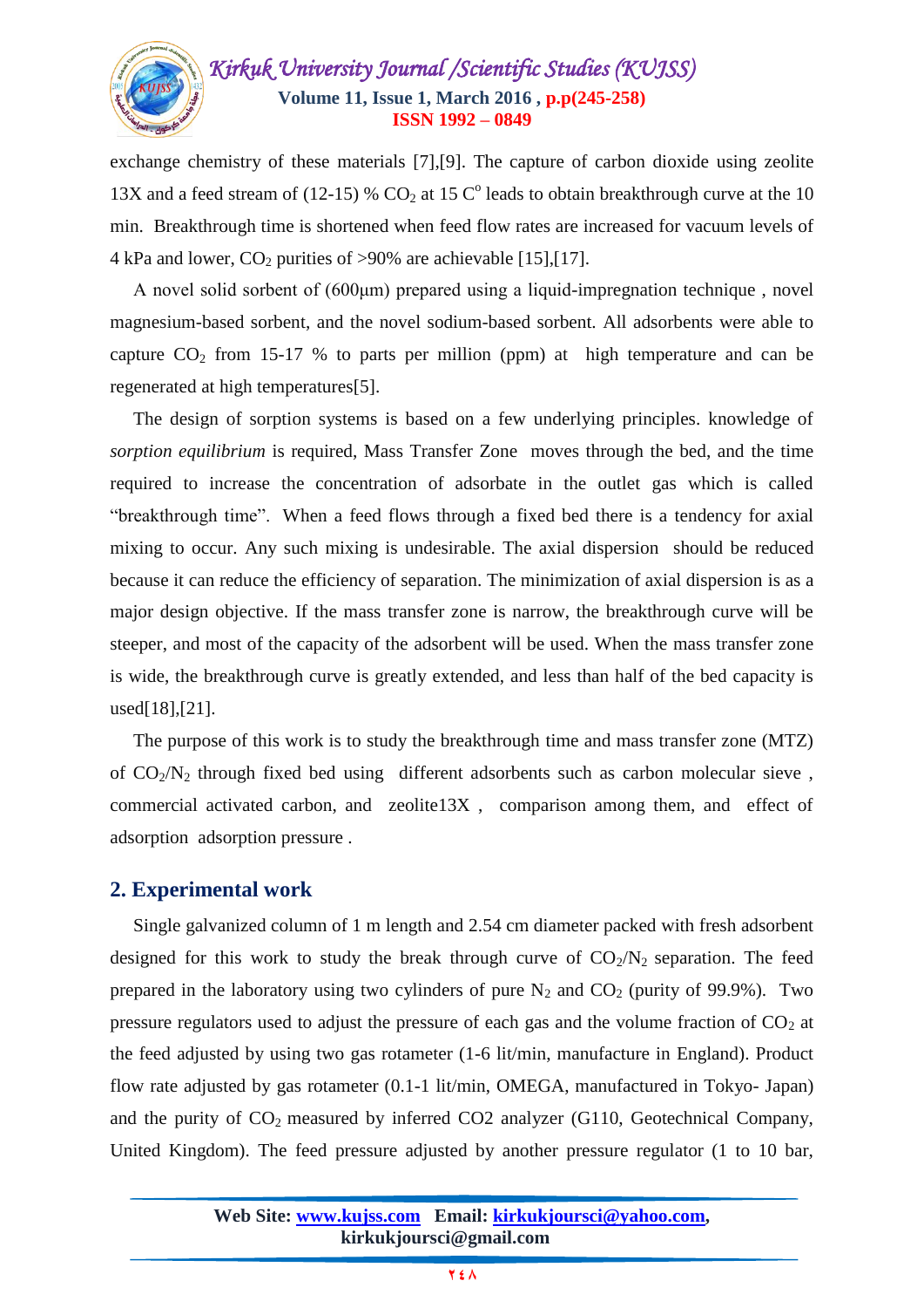exchange chemistry of these materials [7],[9]. The capture of carbon dioxide using zeolite 13X and a feed stream of (12-15) % $CO_2$ at 15 $C^o$ leads to obtain breakthrough curve at the 10 min. Breakthrough time is shortened when feed flow rates are increased for vacuum levels of 4 kPa and lower, $CO_2$ purities of >90% are achievable [15],[17].

A novel solid sorbent of (600μm) prepared using a liquid-impregnation technique , novel magnesium-based sorbent, and the novel sodium-based sorbent. All adsorbents were able to capture $CO_2$ from 15-17 % to parts per million (ppm) at high temperature and can be regenerated at high temperatures[5].

The design of sorption systems is based on a few underlying principles. knowledge of *sorption equilibrium* is required, Mass Transfer Zone moves through the bed, and the time required to increase the concentration of adsorbate in the outlet gas which is called "breakthrough time". When a feed flows through a fixed bed there is a tendency for axial mixing to occur. Any such mixing is undesirable. The axial dispersion should be reduced because it can reduce the efficiency of separation. The minimization of axial dispersion is as a major design objective. If the mass transfer zone is narrow, the breakthrough curve will be steeper, and most of the capacity of the adsorbent will be used. When the mass transfer zone is wide, the breakthrough curve is greatly extended, and less than half of the bed capacity is used[18],[21].

The purpose of this work is to study the breakthrough time and mass transfer zone (MTZ) of $CO_2/N_2$ through fixed bed using different adsorbents such as carbon molecular sieve , commercial activated carbon, and zeolite13X , comparison among them, and effect of adsorption adsorption pressure .

## 2. Experimental work

Single galvanized column of 1 m length and 2.54 cm diameter packed with fresh adsorbent designed for this work to study the break through curve of $CO_2/N_2$ separation. The feed prepared in the laboratory using two cylinders of pure $N_2$ and $CO_2$ (purity of 99.9%). Two pressure regulators used to adjust the pressure of each gas and the volume fraction of $CO_2$ at the feed adjusted by using two gas rotameter (1-6 lit/min, manufacture in England). Product flow rate adjusted by gas rotameter (0.1-1 lit/min, OMEGA, manufactured in Tokyo- Japan) and the purity of $CO_2$ measured by inferred CO2 analyzer (G110, Geotechnical Company, United Kingdom). The feed pressure adjusted by another pressure regulator (1 to 10 bar,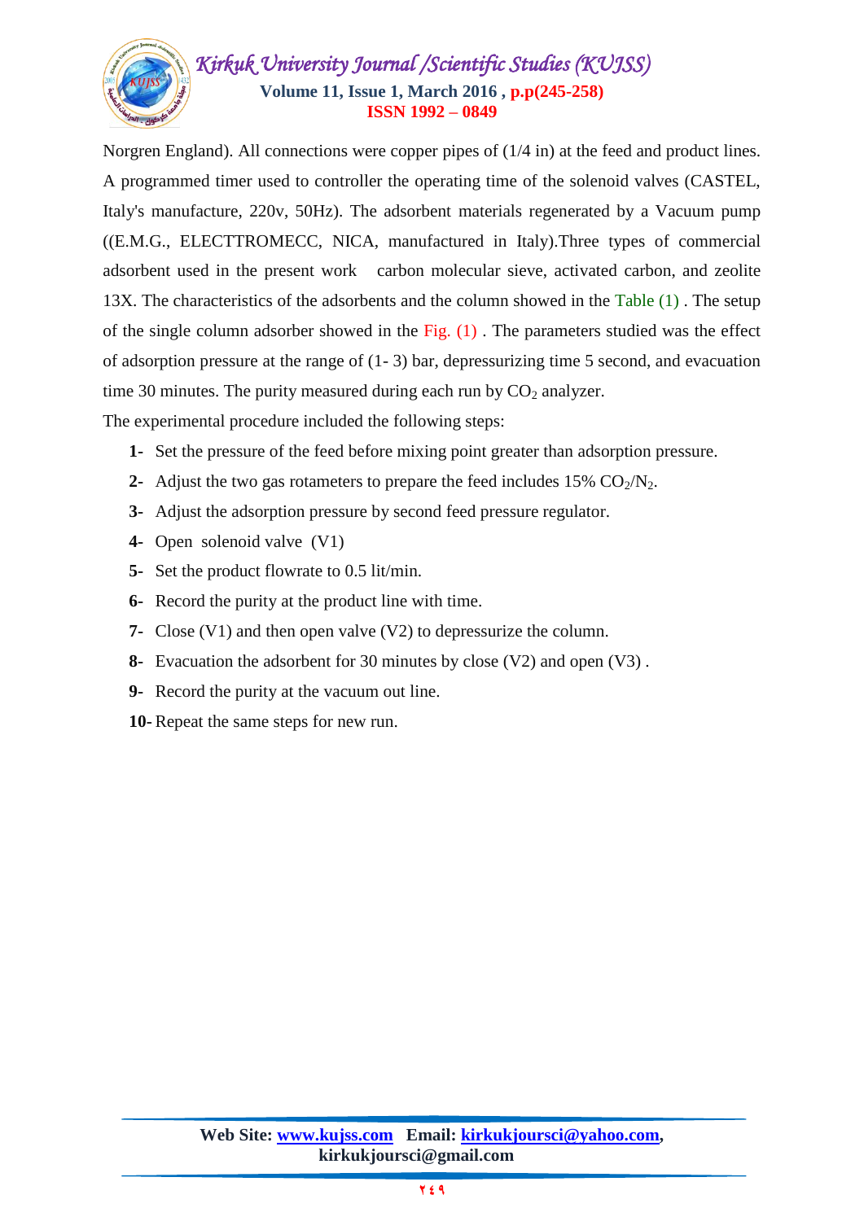Norgren England). All connections were copper pipes of (1/4 in) at the feed and product lines. A programmed timer used to controller the operating time of the solenoid valves (CASTEL, Italy's manufacture, 220v, 50Hz). The adsorbent materials regenerated by a Vacuum pump ((E.M.G., ELECTTROMECC, NICA, manufactured in Italy).Three types of commercial adsorbent used in the present work carbon molecular sieve, activated carbon, and zeolite 13X. The characteristics of the adsorbents and the column showed in the Table (1) . The setup of the single column adsorber showed in the Fig. (1) . The parameters studied was the effect of adsorption pressure at the range of (1- 3) bar, depressurizing time 5 second, and evacuation time 30 minutes. The purity measured during each run by $CO_2$ analyzer.

The experimental procedure included the following steps:

1. Set the pressure of the feed before mixing point greater than adsorption pressure.
2. Adjust the two gas rotameters to prepare the feed includes 15% $CO_2/N_2$.
3. Adjust the adsorption pressure by second feed pressure regulator.
4. Open solenoid valve (V1)
5. Set the product flowrate to 0.5 lit/min.
6. Record the purity at the product line with time.
7. Close (V1) and then open valve (V2) to depressurize the column.
8. Evacuation the adsorbent for 30 minutes by close (V2) and open (V3) .
9. Record the purity at the vacuum out line.
10. Repeat the same steps for new run.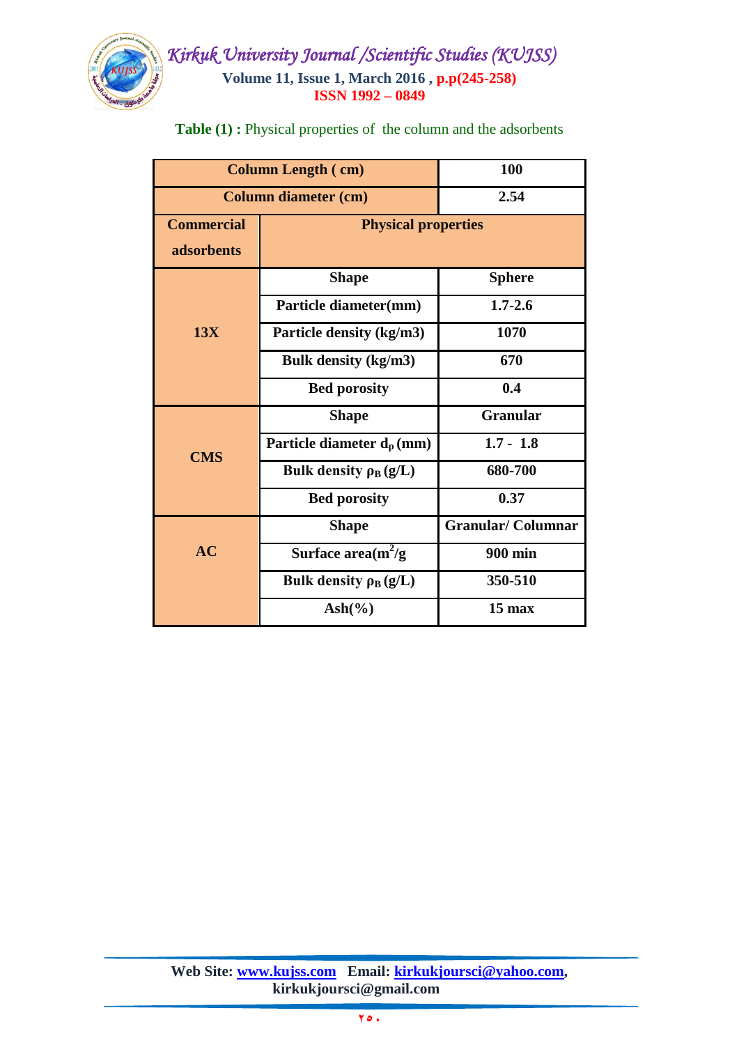**Table (1) :** Physical properties of the column and the adsorbents

| Column Length ( cm) | | 100 |
|---|---|---|
| Column diameter (cm) | | 2.54 |
| Commercial adsorbents | Physical properties | |
| 13X | Shape | Sphere |
| | Particle diameter(mm) | 1.7-2.6 |
| | Particle density (kg/m3) | 1070 |
| | Bulk density (kg/m3) | 670 |
| | Bed porosity | 0.4 |
| CMS | Shape | Granular |
| | Particle diameter $d_p$ (mm) | 1.7 - 1.8 |
| | Bulk density $\rho_B$ (g/L) | 680-700 |
| | Bed porosity | 0.37 |
| AC | Shape | Granular/ Columnar |
| | Surface area($m^2$/g | 900 min |
| | Bulk density $\rho_B$ (g/L) | 350-510 |
| | Ash(%) | 15 max |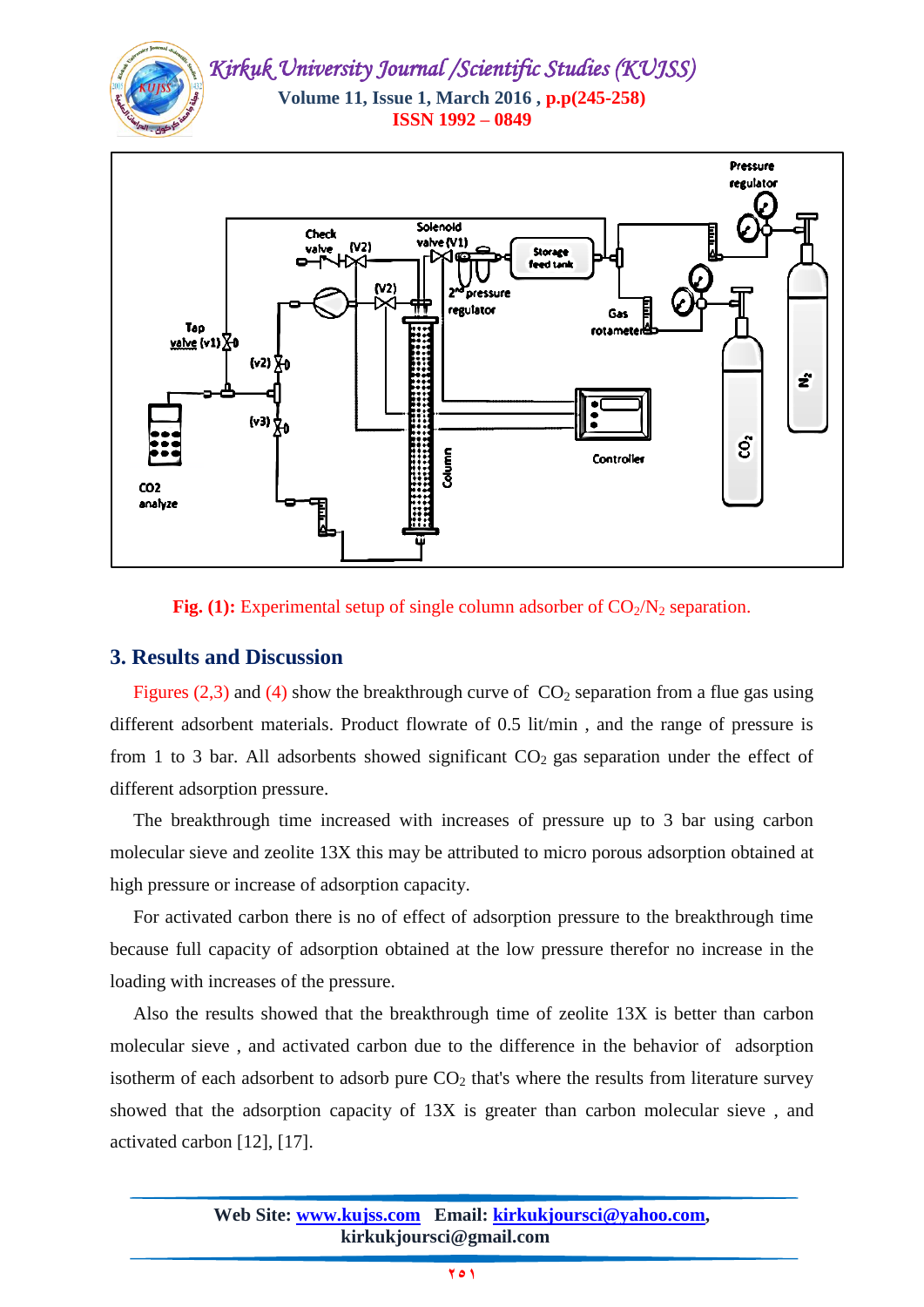Fig. (1): Experimental setup of single column adsorber of $CO_2/N_2$ separation.

## 3. Results and Discussion

Figures (2,3) and (4) show the breakthrough curve of $CO_2$ separation from a flue gas using different adsorbent materials. Product flowrate of 0.5 lit/min , and the range of pressure is from 1 to 3 bar. All adsorbents showed significant $CO_2$ gas separation under the effect of different adsorption pressure.

The breakthrough time increased with increases of pressure up to 3 bar using carbon molecular sieve and zeolite 13X this may be attributed to micro porous adsorption obtained at high pressure or increase of adsorption capacity.

For activated carbon there is no of effect of adsorption pressure to the breakthrough time because full capacity of adsorption obtained at the low pressure therefor no increase in the loading with increases of the pressure.

Also the results showed that the breakthrough time of zeolite 13X is better than carbon molecular sieve , and activated carbon due to the difference in the behavior of adsorption isotherm of each adsorbent to adsorb pure $CO_2$ that's where the results from literature survey showed that the adsorption capacity of 13X is greater than carbon molecular sieve , and activated carbon [12], [17].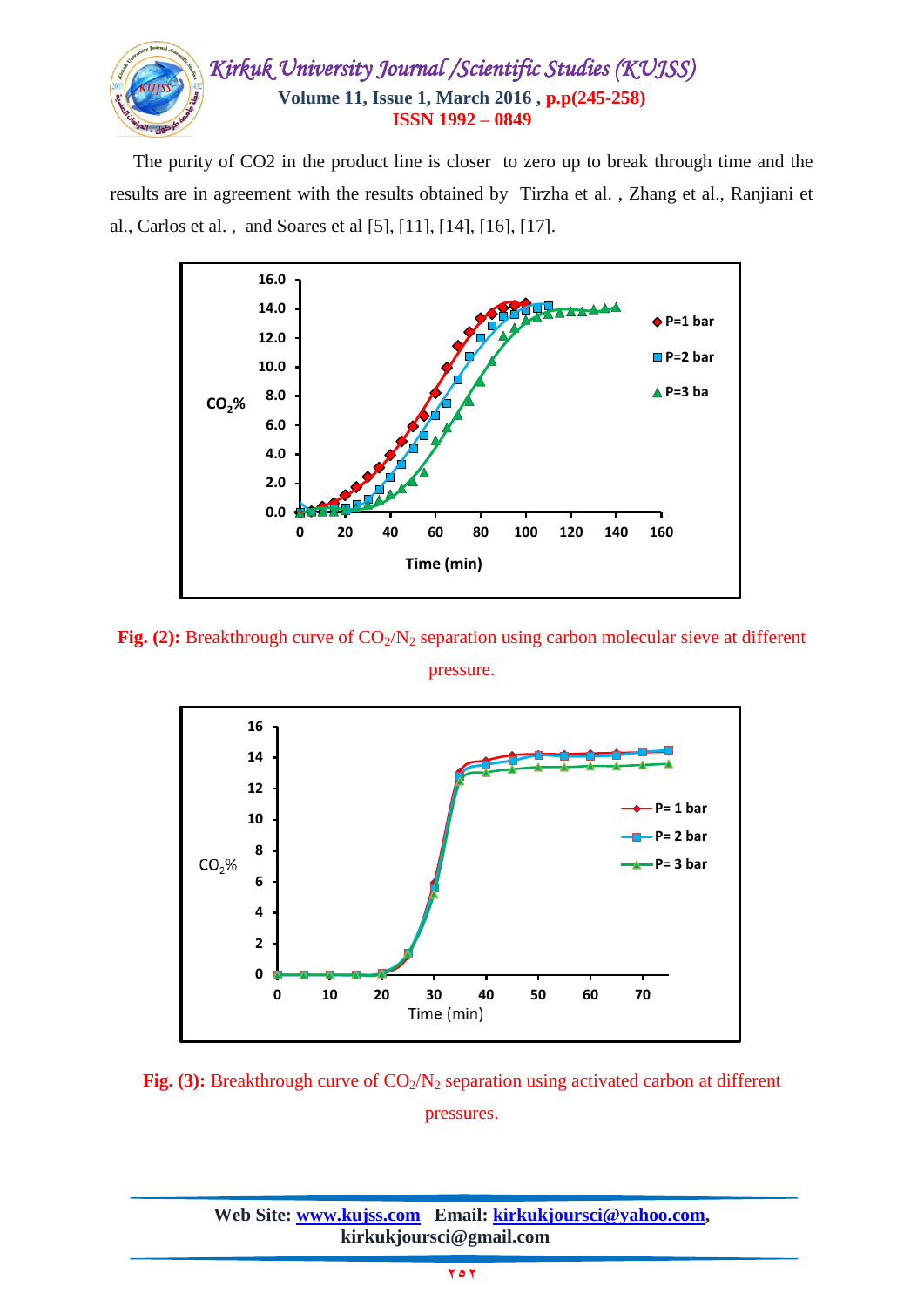The purity of CO2 in the product line is closer to zero up to break through time and the results are in agreement with the results obtained by Tirzha et al. , Zhang et al., Ranjiani et al., Carlos et al. , and Soares et al [5], [11], [14], [16], [17].

**Fig. (2):** Breakthrough curve of $CO_2/N_2$ separation using carbon molecular sieve at different pressure.

**Fig. (3):** Breakthrough curve of $CO_2/N_2$ separation using activated carbon at different pressures.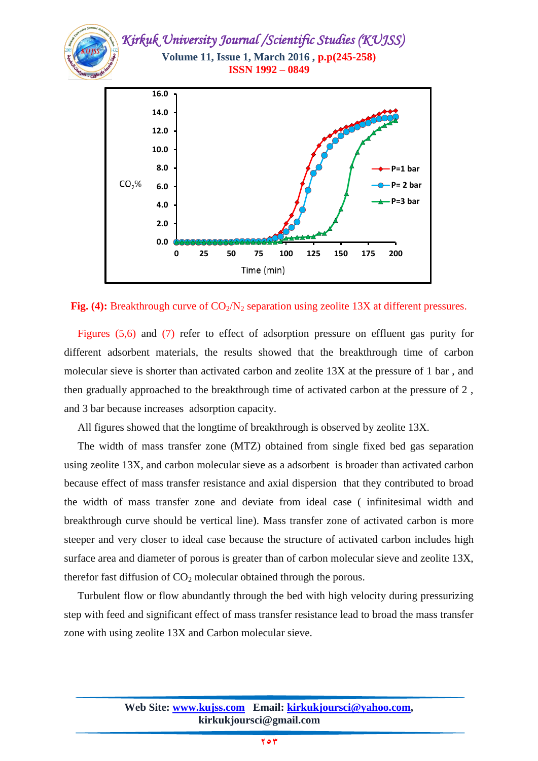**Fig. (4):** Breakthrough curve of $CO_2/N_2$ separation using zeolite 13X at different pressures.

Figures (5,6) and (7) refer to effect of adsorption pressure on effluent gas purity for different adsorbent materials, the results showed that the breakthrough time of carbon molecular sieve is shorter than activated carbon and zeolite 13X at the pressure of 1 bar , and then gradually approached to the breakthrough time of activated carbon at the pressure of 2 , and 3 bar because increases adsorption capacity.

All figures showed that the longtime of breakthrough is observed by zeolite 13X.

The width of mass transfer zone (MTZ) obtained from single fixed bed gas separation using zeolite 13X, and carbon molecular sieve as a adsorbent is broader than activated carbon because effect of mass transfer resistance and axial dispersion that they contributed to broad the width of mass transfer zone and deviate from ideal case ( infinitesimal width and breakthrough curve should be vertical line). Mass transfer zone of activated carbon is more steeper and very closer to ideal case because the structure of activated carbon includes high surface area and diameter of porous is greater than of carbon molecular sieve and zeolite 13X, therefor fast diffusion of $CO_2$ molecular obtained through the porous.

Turbulent flow or flow abundantly through the bed with high velocity during pressurizing step with feed and significant effect of mass transfer resistance lead to broad the mass transfer zone with using zeolite 13X and Carbon molecular sieve.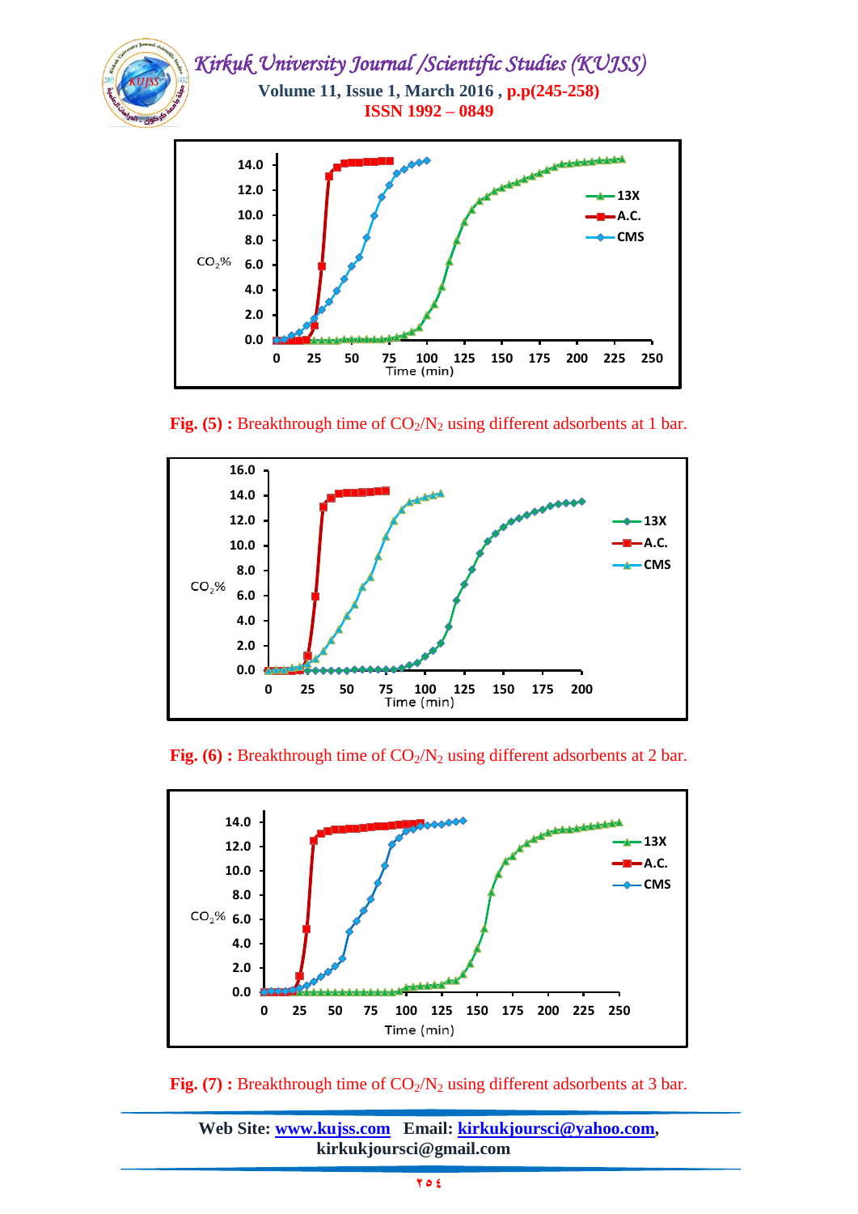**Fig. (5) :** Breakthrough time of $CO_2/N_2$ using different adsorbents at 1 bar.

**Fig. (6) :** Breakthrough time of $CO_2/N_2$ using different adsorbents at 2 bar.

**Fig. (7) :** Breakthrough time of $CO_2/N_2$ using different adsorbents at 3 bar.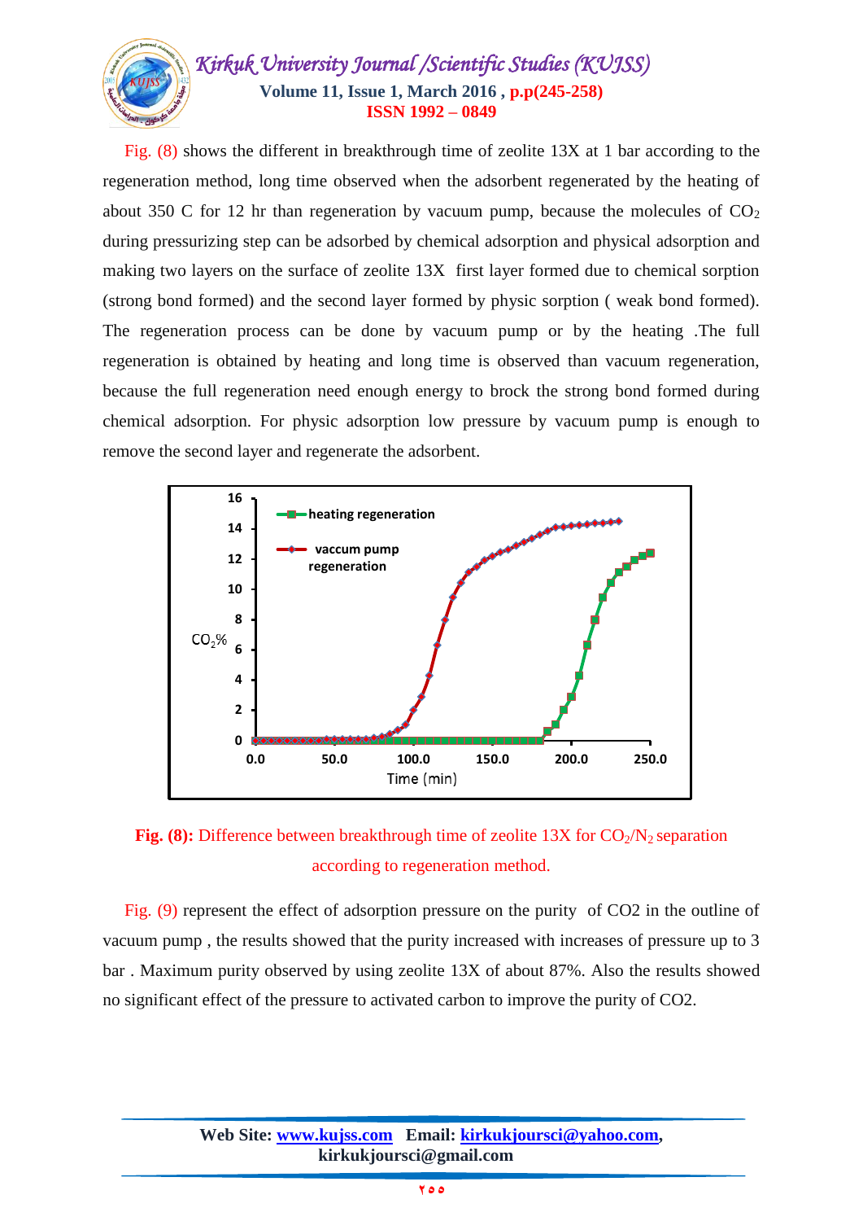Fig. (8) shows the different in breakthrough time of zeolite 13X at 1 bar according to the regeneration method, long time observed when the adsorbent regenerated by the heating of about 350 C for 12 hr than regeneration by vacuum pump, because the molecules of $CO_2$ during pressurizing step can be adsorbed by chemical adsorption and physical adsorption and making two layers on the surface of zeolite 13X first layer formed due to chemical sorption (strong bond formed) and the second layer formed by physic sorption ( weak bond formed). The regeneration process can be done by vacuum pump or by the heating .The full regeneration is obtained by heating and long time is observed than vacuum regeneration, because the full regeneration need enough energy to brock the strong bond formed during chemical adsorption. For physic adsorption low pressure by vacuum pump is enough to remove the second layer and regenerate the adsorbent.

**Fig. (8):** Difference between breakthrough time of zeolite 13X for $CO_2/N_2$ separation according to regeneration method.

Fig. (9) represent the effect of adsorption pressure on the purity of CO2 in the outline of vacuum pump , the results showed that the purity increased with increases of pressure up to 3 bar . Maximum purity observed by using zeolite 13X of about 87%. Also the results showed no significant effect of the pressure to activated carbon to improve the purity of CO2.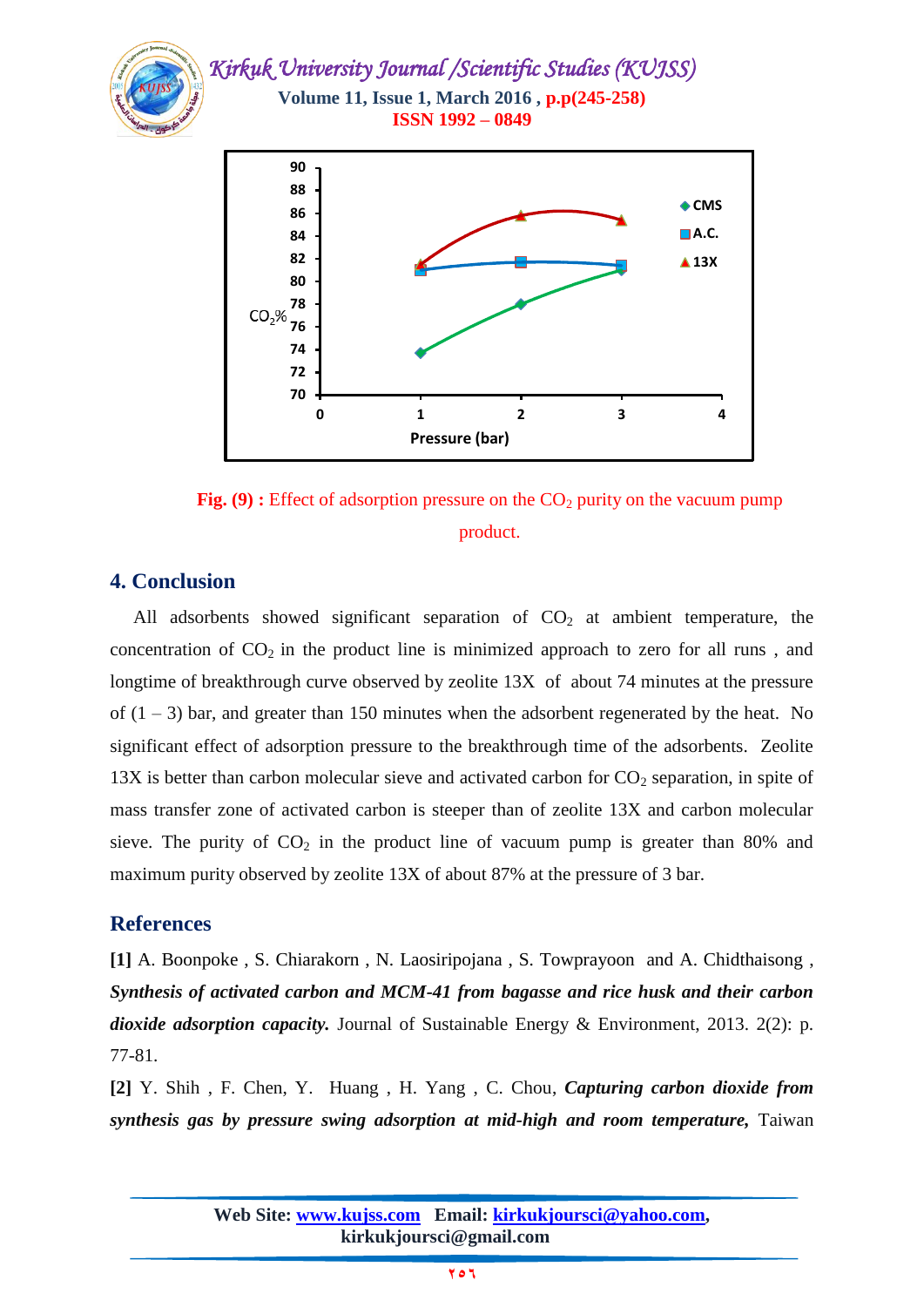Fig. (9) : Effect of adsorption pressure on the $CO_2$ purity on the vacuum pump product.

## 4. Conclusion

All adsorbents showed significant separation of $CO_2$ at ambient temperature, the concentration of $CO_2$ in the product line is minimized approach to zero for all runs , and longtime of breakthrough curve observed by zeolite 13X of about 74 minutes at the pressure of (1 – 3) bar, and greater than 150 minutes when the adsorbent regenerated by the heat. No significant effect of adsorption pressure to the breakthrough time of the adsorbents. Zeolite 13X is better than carbon molecular sieve and activated carbon for $CO_2$ separation, in spite of mass transfer zone of activated carbon is steeper than of zeolite 13X and carbon molecular sieve. The purity of $CO_2$ in the product line of vacuum pump is greater than 80% and maximum purity observed by zeolite 13X of about 87% at the pressure of 3 bar.

## References

**[1]** A. Boonpoke , S. Chiarakorn , N. Laosiripojana , S. Towprayoon and A. Chidthaisong , ***Synthesis of activated carbon and MCM-41 from bagasse and rice husk and their carbon dioxide adsorption capacity.*** Journal of Sustainable Energy & Environment, 2013. 2(2): p. 77-81.

**[2]** Y. Shih , F. Chen, Y. Huang , H. Yang , C. Chou, ***Capturing carbon dioxide from synthesis gas by pressure swing adsorption at mid-high and room temperature,*** Taiwan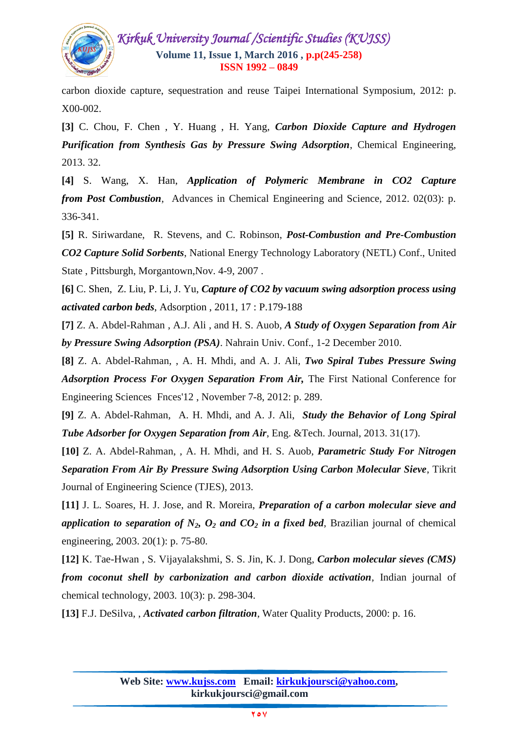carbon dioxide capture, sequestration and reuse Taipei International Symposium, 2012: p. X00-002.

**[3]** C. Chou, F. Chen , Y. Huang , H. Yang, ***Carbon Dioxide Capture and Hydrogen Purification from Synthesis Gas by Pressure Swing Adsorption***, Chemical Engineering, 2013. 32.

**[4]** S. Wang, X. Han, ***Application of Polymeric Membrane in CO2 Capture from Post Combustion***, Advances in Chemical Engineering and Science, 2012. 02(03): p. 336-341.

**[5]** R. Siriwardane, R. Stevens, and C. Robinson, ***Post-Combustion and Pre-Combustion CO2 Capture Solid Sorbents***, National Energy Technology Laboratory (NETL) Conf., United State , Pittsburgh, Morgantown,Nov. 4-9, 2007 .

**[6]** C. Shen, Z. Liu, P. Li, J. Yu, ***Capture of CO2 by vacuum swing adsorption process using activated carbon beds***, Adsorption , 2011, 17 : P.179-188

**[7]** Z. A. Abdel-Rahman , A.J. Ali , and H. S. Auob, ***A Study of Oxygen Separation from Air by Pressure Swing Adsorption (PSA)***. Nahrain Univ. Conf., 1-2 December 2010.

**[8]** Z. A. Abdel-Rahman, , A. H. Mhdi, and A. J. Ali, ***Two Spiral Tubes Pressure Swing Adsorption Process For Oxygen Separation From Air,*** The First National Conference for Engineering Sciences Fnces'12 , November 7-8, 2012: p. 289.

**[9]** Z. A. Abdel-Rahman, A. H. Mhdi, and A. J. Ali, ***Study the Behavior of Long Spiral Tube Adsorber for Oxygen Separation from Air***, Eng. &Tech. Journal, 2013. 31(17).

**[10]** Z. A. Abdel-Rahman, , A. H. Mhdi, and H. S. Auob, ***Parametric Study For Nitrogen Separation From Air By Pressure Swing Adsorption Using Carbon Molecular Sieve***, Tikrit Journal of Engineering Science (TJES), 2013.

**[11]** J. L. Soares, H. J. Jose, and R. Moreira, ***Preparation of a carbon molecular sieve and application to separation of $N_2$, $O_2$ and $CO_2$ in a fixed bed***, Brazilian journal of chemical engineering, 2003. 20(1): p. 75-80.

**[12]** K. Tae-Hwan , S. Vijayalakshmi, S. S. Jin, K. J. Dong, ***Carbon molecular sieves (CMS) from coconut shell by carbonization and carbon dioxide activation***, Indian journal of chemical technology, 2003. 10(3): p. 298-304.

**[13]** F.J. DeSilva, , ***Activated carbon filtration***, Water Quality Products, 2000: p. 16.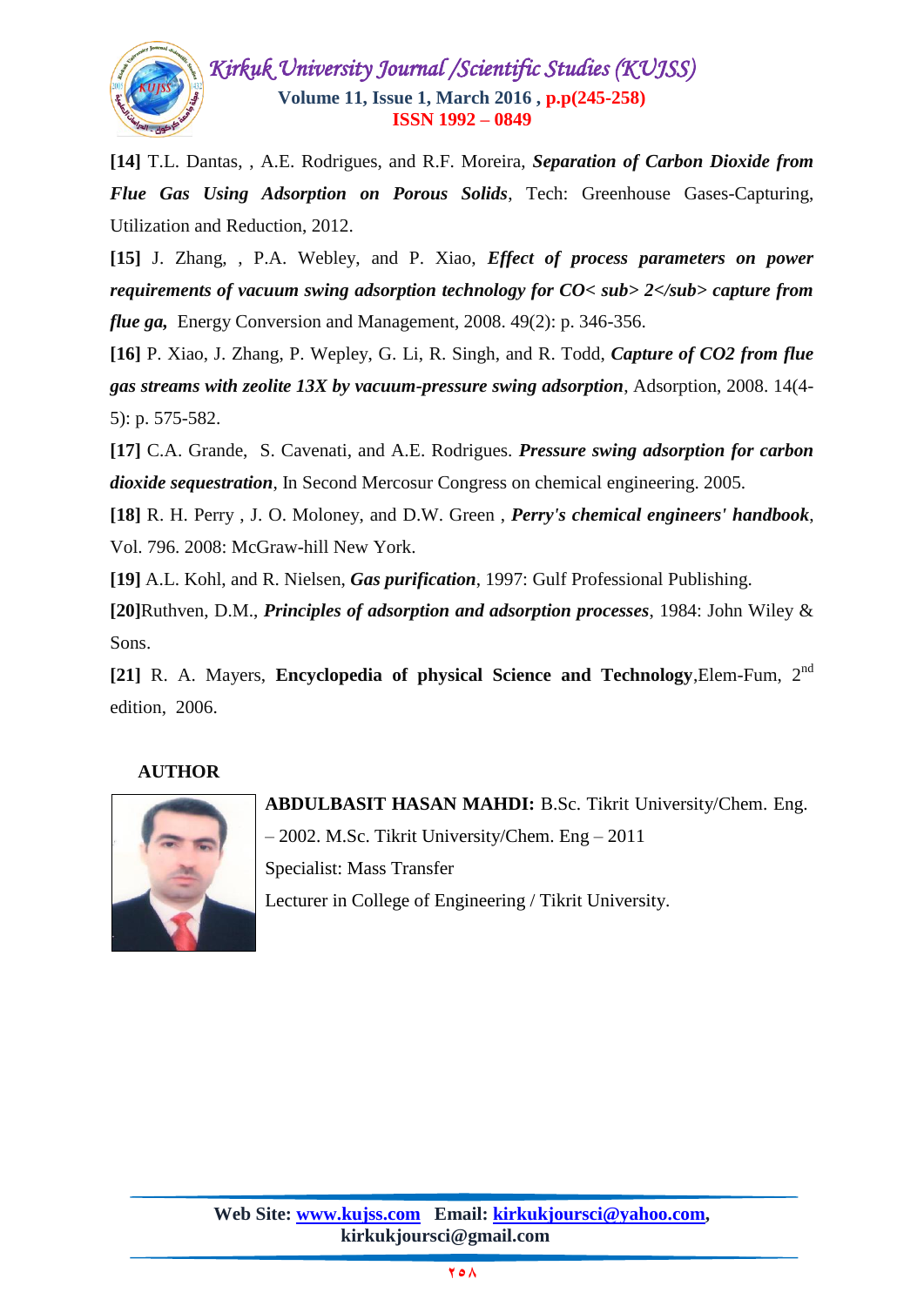**[14]** T.L. Dantas, , A.E. Rodrigues, and R.F. Moreira, ***Separation of Carbon Dioxide from Flue Gas Using Adsorption on Porous Solids***, Tech: Greenhouse Gases-Capturing, Utilization and Reduction, 2012.

**[15]** J. Zhang, , P.A. Webley, and P. Xiao, ***Effect of process parameters on power requirements of vacuum swing adsorption technology for CO< sub> 2</sub> capture from flue ga,*** Energy Conversion and Management, 2008. 49(2): p. 346-356.

**[16]** P. Xiao, J. Zhang, P. Wepley, G. Li, R. Singh, and R. Todd, ***Capture of CO2 from flue gas streams with zeolite 13X by vacuum-pressure swing adsorption***, Adsorption, 2008. 14(4-5): p. 575-582.

**[17]** C.A. Grande, S. Cavenati, and A.E. Rodrigues. ***Pressure swing adsorption for carbon dioxide sequestration***, In Second Mercosur Congress on chemical engineering. 2005.

**[18]** R. H. Perry , J. O. Moloney, and D.W. Green , ***Perry's chemical engineers' handbook***, Vol. 796. 2008: McGraw-hill New York.

**[19]** A.L. Kohl, and R. Nielsen, ***Gas purification***, 1997: Gulf Professional Publishing.

**[20]**Ruthven, D.M., ***Principles of adsorption and adsorption processes***, 1984: John Wiley & Sons.

**[21]** R. A. Mayers, **Encyclopedia of physical Science and Technology**,Elem-Fum, 2nd edition, 2006.

**AUTHOR**

**ABDULBASIT HASAN MAHDI:** B.Sc. Tikrit University/Chem. Eng. – 2002. M.Sc. Tikrit University/Chem. Eng – 2011

Specialist: Mass Transfer

Lecturer in College of Engineering / Tikrit University.